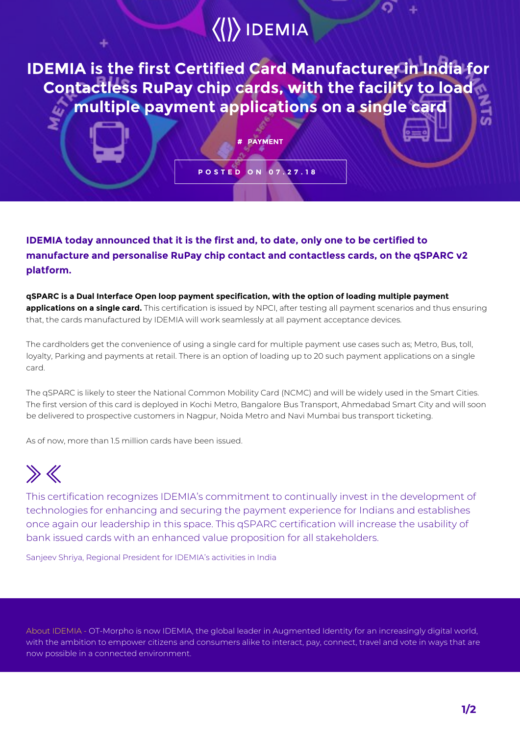IDEMIA

# IDEMIA is the first Certified Card Manufacturer in India for Contactless RuPay chip cards, with the facility to load multiple payment applications on a single card

# PAYMENT

POSTED ON 07.27.18

**IDEMIA today announced that it is the first and, to date, only one to be certified to manufacture and personalise RuPay chip contact and contactless cards, on the qSPARC v2 platform.**

**qSPARC is a Dual Interface Open loop payment specification, with the option of loading multiple payment applications on a single card.** This certification is issued by NPCI, after testing all payment scenarios and thus ensuring that, the cards manufactured by IDEMIA will work seamlessly at all payment acceptance devices.

The cardholders get the convenience of using a single card for multiple payment use cases such as; Metro, Bus, toll, loyalty, Parking and payments at retail. There is an option of loading up to 20 such payment applications on a single card.

The qSPARC is likely to steer the National Common Mobility Card (NCMC) and will be widely used in the Smart Cities. The first version of this card is deployed in Kochi Metro, Bangalore Bus Transport, Ahmedabad Smart City and will soon be delivered to prospective customers in Nagpur, Noida Metro and Navi Mumbai bus transport ticketing.

As of now, more than 1.5 million cards have been issued.

> This certification recognizes IDEMIA's commitment to continually invest in the development of technologies for enhancing and securing the payment experience for Indians and establishes once again our leadership in this space. This qSPARC certification will increase the usability of bank issued cards with an enhanced value proposition for all stakeholders.
>
> Sanjeev Shriya, Regional President for IDEMIA's activities in India

About IDEMIA - OT-Morpho is now IDEMIA, the global leader in Augmented Identity for an increasingly digital world, with the ambition to empower citizens and consumers alike to interact, pay, connect, travel and vote in ways that are now possible in a connected environment.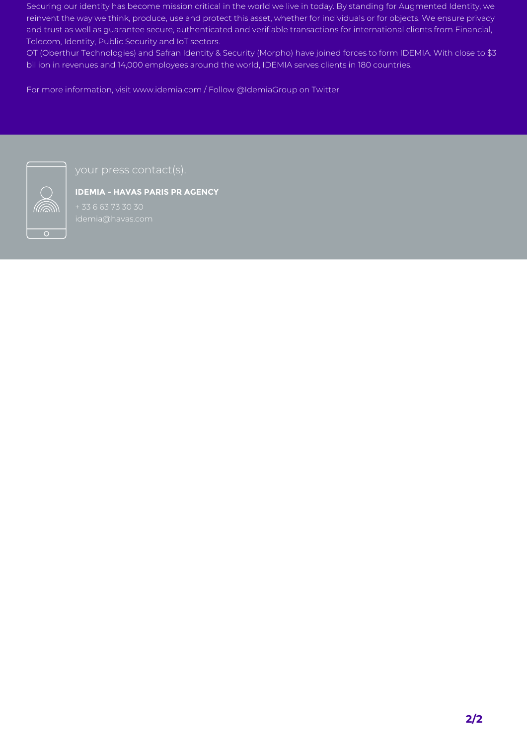Securing our identity has become mission critical in the world we live in today. By standing for Augmented Identity, we reinvent the way we think, produce, use and protect this asset, whether for individuals or for objects. We ensure privacy and trust as well as guarantee secure, authenticated and verifiable transactions for international clients from Financial, Telecom, Identity, Public Security and IoT sectors.

OT (Oberthur Technologies) and Safran Identity & Security (Morpho) have joined forces to form IDEMIA. With close to $3 billion in revenues and 14,000 employees around the world, IDEMIA serves clients in 180 countries.

For more information, visit www.idemia.com / Follow @IdemiaGroup on Twitter

your press contact(s).

**IDEMIA - HAVAS PARIS PR AGENCY**

+ 33 6 63 73 30 30

idemia@havas.com